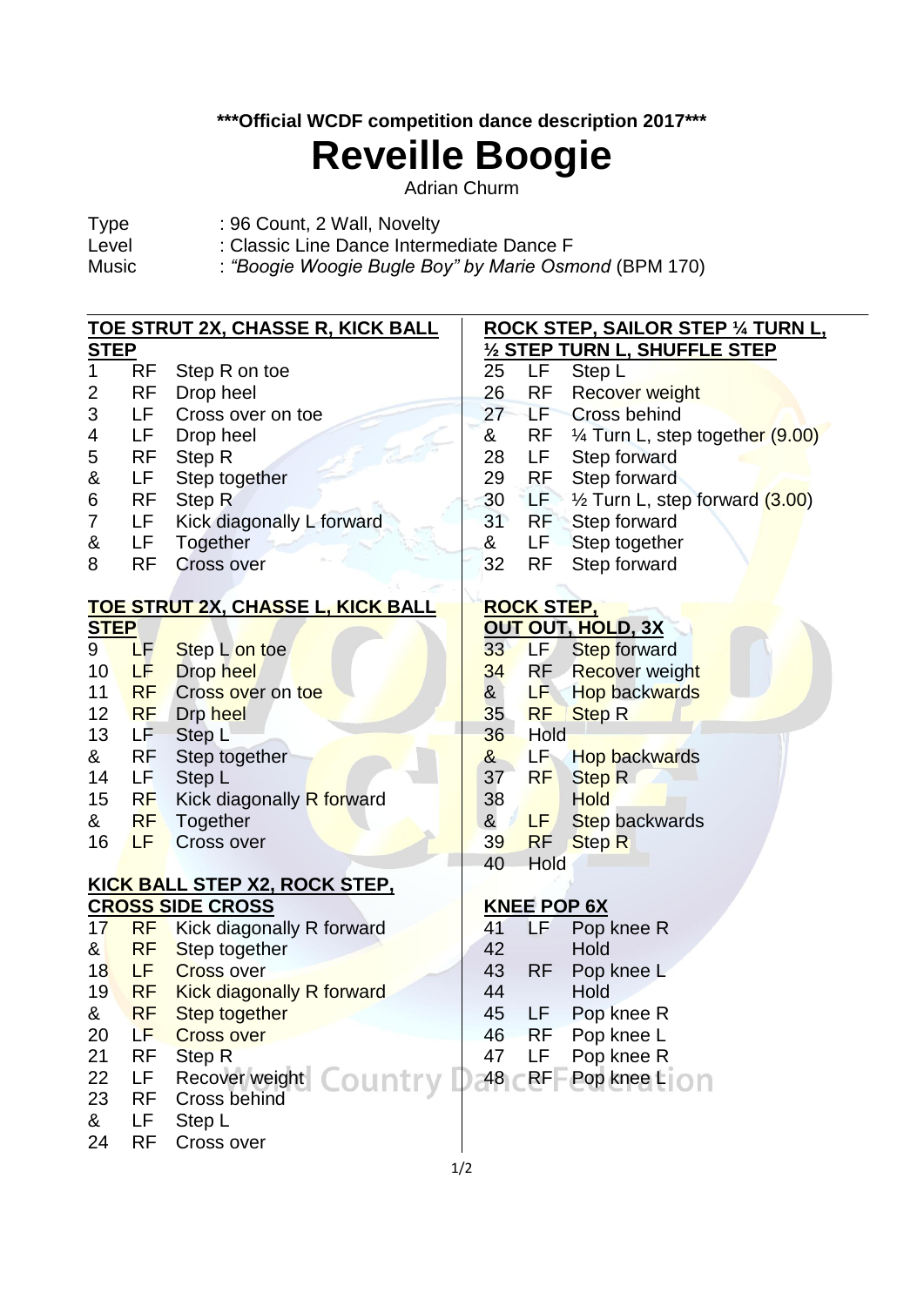**\*\*\*Official WCDF competition dance description 2017\*\*\***

# Reveille Boogie

Adrian Churm

Type : 96 Count, 2 Wall, Novelty
Level : Classic Line Dance Intermediate Dance F
Music : *"Boogie Woogie Bugle Boy" by Marie Osmond* (BPM 170)

**TOE STRUT 2X, CHASSE R, KICK BALL STEP**

| | | |
|---|---|---|
| 1 | RF | Step R on toe |
| 2 | RF | Drop heel |
| 3 | LF | Cross over on toe |
| 4 | LF | Drop heel |
| 5 | RF | Step R |
| & | LF | Step together |
| 6 | RF | Step R |
| 7 | LF | Kick diagonally L forward |
| & | LF | Together |
| 8 | RF | Cross over |

**TOE STRUT 2X, CHASSE L, KICK BALL STEP**

| | | |
|---|---|---|
| 9 | LF | Step L on toe |
| 10 | LF | Drop heel |
| 11 | RF | Cross over on toe |
| 12 | RF | Drp heel |
| 13 | LF | Step L |
| & | RF | Step together |
| 14 | LF | Step L |
| 15 | RF | Kick diagonally R forward |
| & | RF | Together |
| 16 | LF | Cross over |

**KICK BALL STEP X2, ROCK STEP, CROSS SIDE CROSS**

| | | |
|---|---|---|
| 17 | RF | Kick diagonally R forward |
| & | RF | Step together |
| 18 | LF | Cross over |
| 19 | RF | Kick diagonally R forward |
| & | RF | Step together |
| 20 | LF | Cross over |
| 21 | RF | Step R |
| 22 | LF | Recover weight |
| 23 | RF | Cross behind |
| & | LF | Step L |
| 24 | RF | Cross over |

**ROCK STEP, SAILOR STEP ¼ TURN L, ½ STEP TURN L, SHUFFLE STEP**

| | | |
|---|---|---|
| 25 | LF | Step L |
| 26 | RF | Recover weight |
| 27 | LF | Cross behind |
| & | RF | ¼ Turn L, step together (9.00) |
| 28 | LF | Step forward |
| 29 | RF | Step forward |
| 30 | LF | ½ Turn L, step forward (3.00) |
| 31 | RF | Step forward |
| & | LF | Step together |
| 32 | RF | Step forward |

**ROCK STEP, OUT OUT, HOLD, 3X**

| | | |
|---|---|---|
| 33 | LF | Step forward |
| 34 | RF | Recover weight |
| & | LF | Hop backwards |
| 35 | RF | Step R |
| 36 | | Hold |
| & | LF | Hop backwards |
| 37 | RF | Step R |
| 38 | | Hold |
| & | LF | Step backwards |
| 39 | RF | Step R |
| 40 | | Hold |

**KNEE POP 6X**

| | | |
|---|---|---|
| 41 | LF | Pop knee R |
| 42 | | Hold |
| 43 | RF | Pop knee L |
| 44 | | Hold |
| 45 | LF | Pop knee R |
| 46 | RF | Pop knee L |
| 47 | LF | Pop knee R |
| 48 | RF | Pop knee L |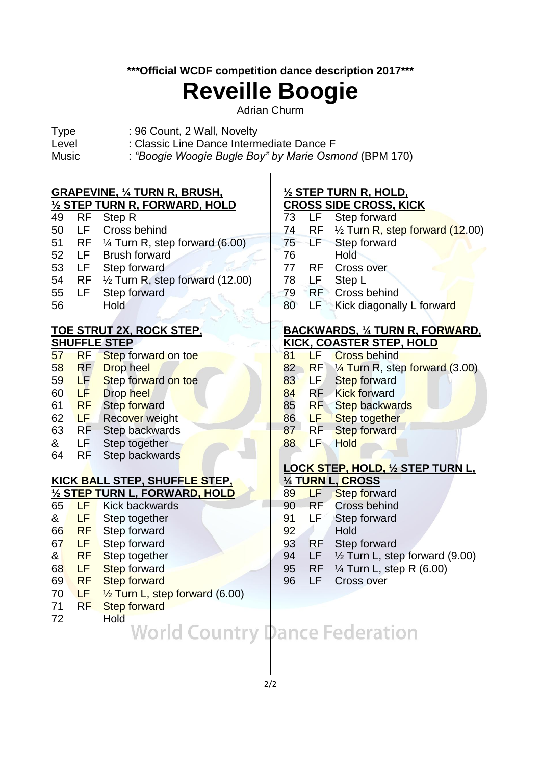**\*\*\*Official WCDF competition dance description 2017\*\*\***

# Reveille Boogie

Adrian Churm

Type : 96 Count, 2 Wall, Novelty
Level : Classic Line Dance Intermediate Dance F
Music : *"Boogie Woogie Bugle Boy" by Marie Osmond* (BPM 170)

**GRAPEVINE, ¼ TURN R, BRUSH, ½ STEP TURN R, FORWARD, HOLD**

| | | |
|---|---|---|
| 49 | RF | Step R |
| 50 | LF | Cross behind |
| 51 | RF | ¼ Turn R, step forward (6.00) |
| 52 | LF | Brush forward |
| 53 | LF | Step forward |
| 54 | RF | ½ Turn R, step forward (12.00) |
| 55 | LF | Step forward |
| 56 | | Hold |

**TOE STRUT 2X, ROCK STEP, SHUFFLE STEP**

| | | |
|---|---|---|
| 57 | RF | Step forward on toe |
| 58 | RF | Drop heel |
| 59 | LF | Step forward on toe |
| 60 | LF | Drop heel |
| 61 | RF | Step forward |
| 62 | LF | Recover weight |
| 63 | RF | Step backwards |
| & | LF | Step together |
| 64 | RF | Step backwards |

**KICK BALL STEP, SHUFFLE STEP, ½ STEP TURN L, FORWARD, HOLD**

| | | |
|---|---|---|
| 65 | LF | Kick backwards |
| & | LF | Step together |
| 66 | RF | Step forward |
| 67 | LF | Step forward |
| & | RF | Step together |
| 68 | LF | Step forward |
| 69 | RF | Step forward |
| 70 | LF | ½ Turn L, step forward (6.00) |
| 71 | RF | Step forward |
| 72 | | Hold |

**½ STEP TURN R, HOLD, CROSS SIDE CROSS, KICK**

| | | |
|---|---|---|
| 73 | LF | Step forward |
| 74 | RF | ½ Turn R, step forward (12.00) |
| 75 | LF | Step forward |
| 76 | | Hold |
| 77 | RF | Cross over |
| 78 | LF | Step L |
| 79 | RF | Cross behind |
| 80 | LF | Kick diagonally L forward |

**BACKWARDS, ¼ TURN R, FORWARD, KICK, COASTER STEP, HOLD**

| | | |
|---|---|---|
| 81 | LF | Cross behind |
| 82 | RF | ¼ Turn R, step forward (3.00) |
| 83 | LF | Step forward |
| 84 | RF | Kick forward |
| 85 | RF | Step backwards |
| 86 | LF | Step together |
| 87 | RF | Step forward |
| 88 | LF | Hold |

**LOCK STEP, HOLD, ½ STEP TURN L, ¼ TURN L, CROSS**

| | | |
|---|---|---|
| 89 | LF | Step forward |
| 90 | RF | Cross behind |
| 91 | LF | Step forward |
| 92 | | Hold |
| 93 | RF | Step forward |
| 94 | LF | ½ Turn L, step forward (9.00) |
| 95 | RF | ¼ Turn L, step R (6.00) |
| 96 | LF | Cross over |

World Country Dance Federation